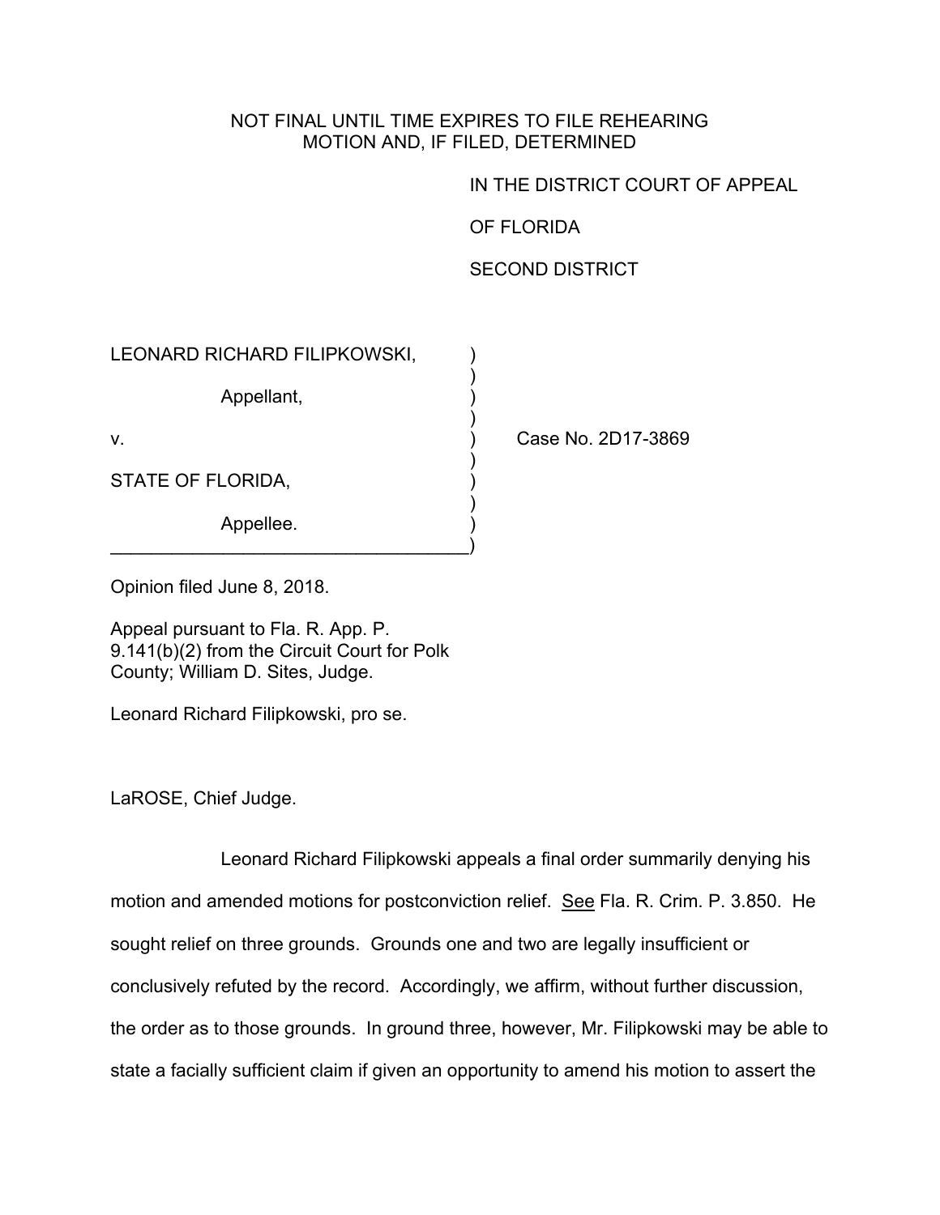NOT FINAL UNTIL TIME EXPIRES TO FILE REHEARING
MOTION AND, IF FILED, DETERMINED

IN THE DISTRICT COURT OF APPEAL

OF FLORIDA

SECOND DISTRICT

LEONARD RICHARD FILIPKOWSKI,

Appellant,

v. Case No. 2D17-3869

STATE OF FLORIDA,

Appellee.

Opinion filed June 8, 2018.

Appeal pursuant to Fla. R. App. P. 9.141(b)(2) from the Circuit Court for Polk County; William D. Sites, Judge.

Leonard Richard Filipkowski, pro se.

LaROSE, Chief Judge.

Leonard Richard Filipkowski appeals a final order summarily denying his motion and amended motions for postconviction relief. See Fla. R. Crim. P. 3.850. He sought relief on three grounds. Grounds one and two are legally insufficient or conclusively refuted by the record. Accordingly, we affirm, without further discussion, the order as to those grounds. In ground three, however, Mr. Filipkowski may be able to state a facially sufficient claim if given an opportunity to amend his motion to assert the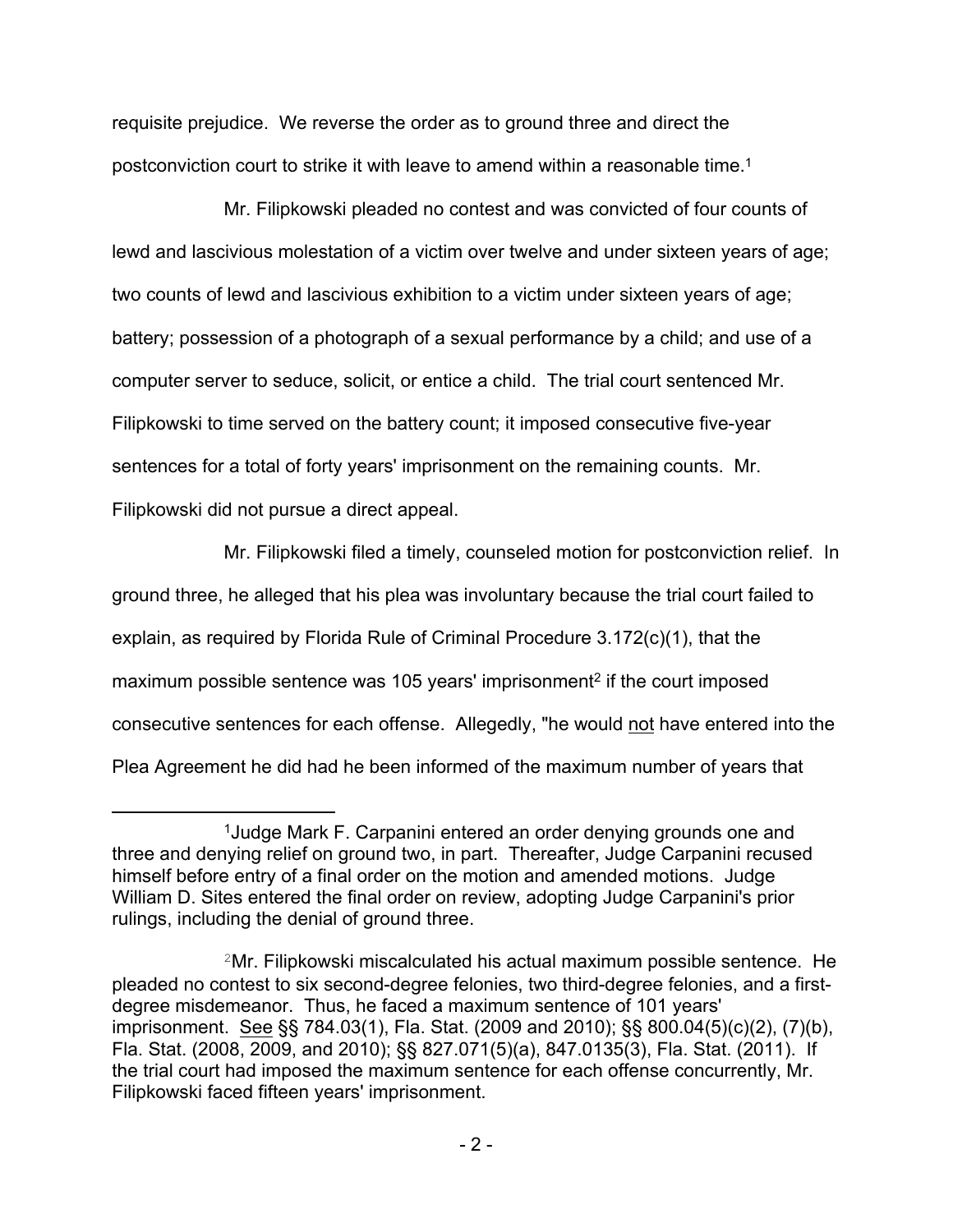requisite prejudice. We reverse the order as to ground three and direct the postconviction court to strike it with leave to amend within a reasonable time.[1]

Mr. Filipkowski pleaded no contest and was convicted of four counts of lewd and lascivious molestation of a victim over twelve and under sixteen years of age; two counts of lewd and lascivious exhibition to a victim under sixteen years of age; battery; possession of a photograph of a sexual performance by a child; and use of a computer server to seduce, solicit, or entice a child. The trial court sentenced Mr. Filipkowski to time served on the battery count; it imposed consecutive five-year sentences for a total of forty years' imprisonment on the remaining counts. Mr. Filipkowski did not pursue a direct appeal.

Mr. Filipkowski filed a timely, counseled motion for postconviction relief. In ground three, he alleged that his plea was involuntary because the trial court failed to explain, as required by Florida Rule of Criminal Procedure 3.172(c)(1), that the maximum possible sentence was 105 years' imprisonment[2] if the court imposed consecutive sentences for each offense. Allegedly, "he would not have entered into the Plea Agreement he did had he been informed of the maximum number of years that

---

[1]Judge Mark F. Carpanini entered an order denying grounds one and three and denying relief on ground two, in part. Thereafter, Judge Carpanini recused himself before entry of a final order on the motion and amended motions. Judge William D. Sites entered the final order on review, adopting Judge Carpanini's prior rulings, including the denial of ground three.

[2]Mr. Filipkowski miscalculated his actual maximum possible sentence. He pleaded no contest to six second-degree felonies, two third-degree felonies, and a first-degree misdemeanor. Thus, he faced a maximum sentence of 101 years' imprisonment. See §§ 784.03(1), Fla. Stat. (2009 and 2010); §§ 800.04(5)(c)(2), (7)(b), Fla. Stat. (2008, 2009, and 2010); §§ 827.071(5)(a), 847.0135(3), Fla. Stat. (2011). If the trial court had imposed the maximum sentence for each offense concurrently, Mr. Filipkowski faced fifteen years' imprisonment.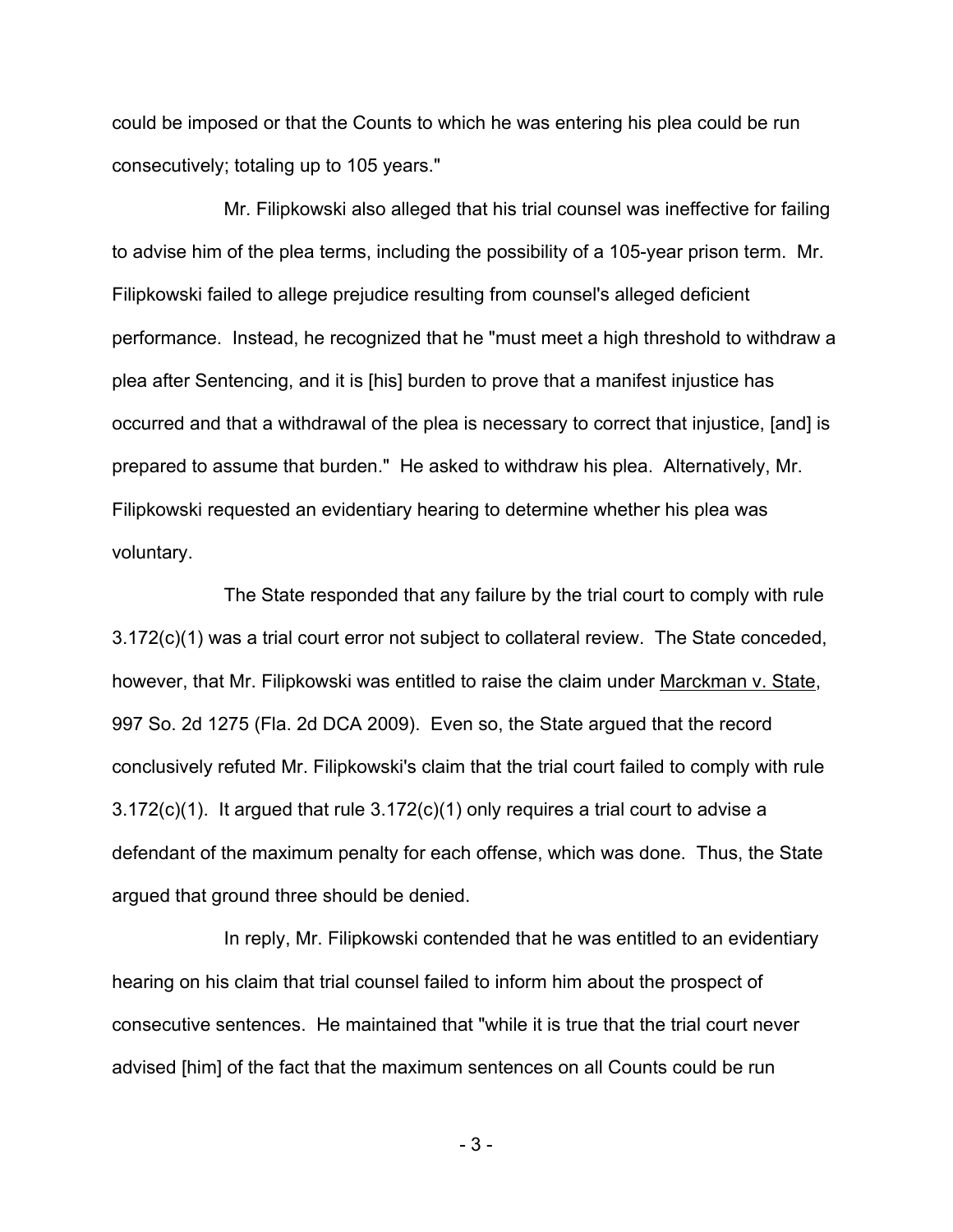could be imposed or that the Counts to which he was entering his plea could be run consecutively; totaling up to 105 years."

Mr. Filipkowski also alleged that his trial counsel was ineffective for failing to advise him of the plea terms, including the possibility of a 105-year prison term. Mr. Filipkowski failed to allege prejudice resulting from counsel's alleged deficient performance. Instead, he recognized that he "must meet a high threshold to withdraw a plea after Sentencing, and it is [his] burden to prove that a manifest injustice has occurred and that a withdrawal of the plea is necessary to correct that injustice, [and] is prepared to assume that burden." He asked to withdraw his plea. Alternatively, Mr. Filipkowski requested an evidentiary hearing to determine whether his plea was voluntary.

The State responded that any failure by the trial court to comply with rule 3.172(c)(1) was a trial court error not subject to collateral review. The State conceded, however, that Mr. Filipkowski was entitled to raise the claim under Marckman v. State, 997 So. 2d 1275 (Fla. 2d DCA 2009). Even so, the State argued that the record conclusively refuted Mr. Filipkowski's claim that the trial court failed to comply with rule 3.172(c)(1). It argued that rule 3.172(c)(1) only requires a trial court to advise a defendant of the maximum penalty for each offense, which was done. Thus, the State argued that ground three should be denied.

In reply, Mr. Filipkowski contended that he was entitled to an evidentiary hearing on his claim that trial counsel failed to inform him about the prospect of consecutive sentences. He maintained that "while it is true that the trial court never advised [him] of the fact that the maximum sentences on all Counts could be run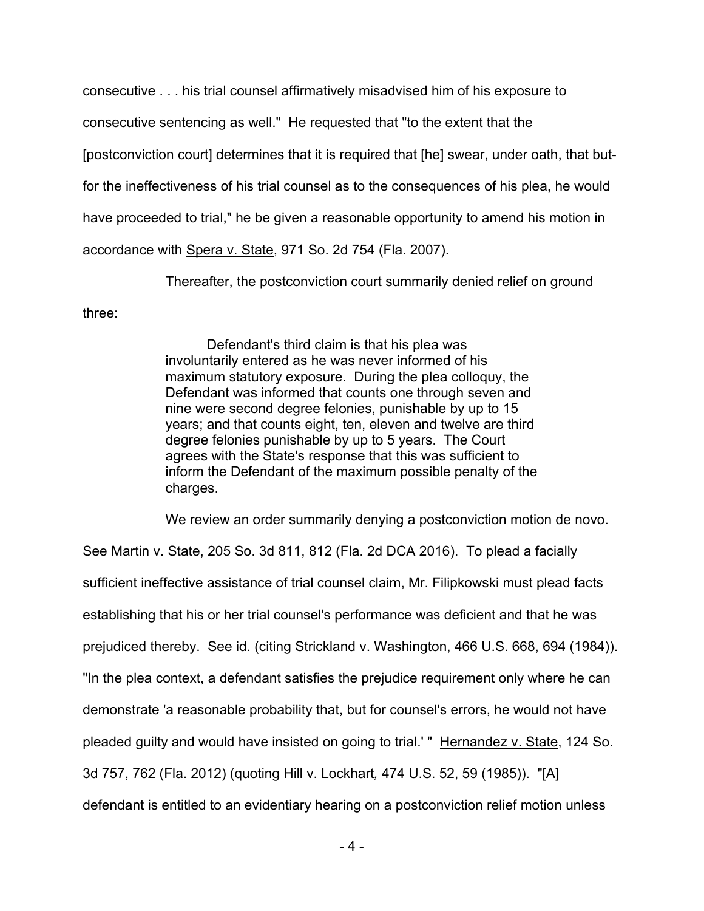consecutive . . . his trial counsel affirmatively misadvised him of his exposure to consecutive sentencing as well." He requested that "to the extent that the [postconviction court] determines that it is required that [he] swear, under oath, that but-for the ineffectiveness of his trial counsel as to the consequences of his plea, he would have proceeded to trial," he be given a reasonable opportunity to amend his motion in accordance with Spera v. State, 971 So. 2d 754 (Fla. 2007).

Thereafter, the postconviction court summarily denied relief on ground three:

> Defendant's third claim is that his plea was involuntarily entered as he was never informed of his maximum statutory exposure. During the plea colloquy, the Defendant was informed that counts one through seven and nine were second degree felonies, punishable by up to 15 years; and that counts eight, ten, eleven and twelve are third degree felonies punishable by up to 5 years. The Court agrees with the State's response that this was sufficient to inform the Defendant of the maximum possible penalty of the charges.

We review an order summarily denying a postconviction motion de novo. See Martin v. State, 205 So. 3d 811, 812 (Fla. 2d DCA 2016). To plead a facially sufficient ineffective assistance of trial counsel claim, Mr. Filipkowski must plead facts establishing that his or her trial counsel's performance was deficient and that he was prejudiced thereby. See id. (citing Strickland v. Washington, 466 U.S. 668, 694 (1984)). "In the plea context, a defendant satisfies the prejudice requirement only where he can demonstrate 'a reasonable probability that, but for counsel's errors, he would not have pleaded guilty and would have insisted on going to trial.' " Hernandez v. State, 124 So. 3d 757, 762 (Fla. 2012) (quoting Hill v. Lockhart, 474 U.S. 52, 59 (1985)). "[A] defendant is entitled to an evidentiary hearing on a postconviction relief motion unless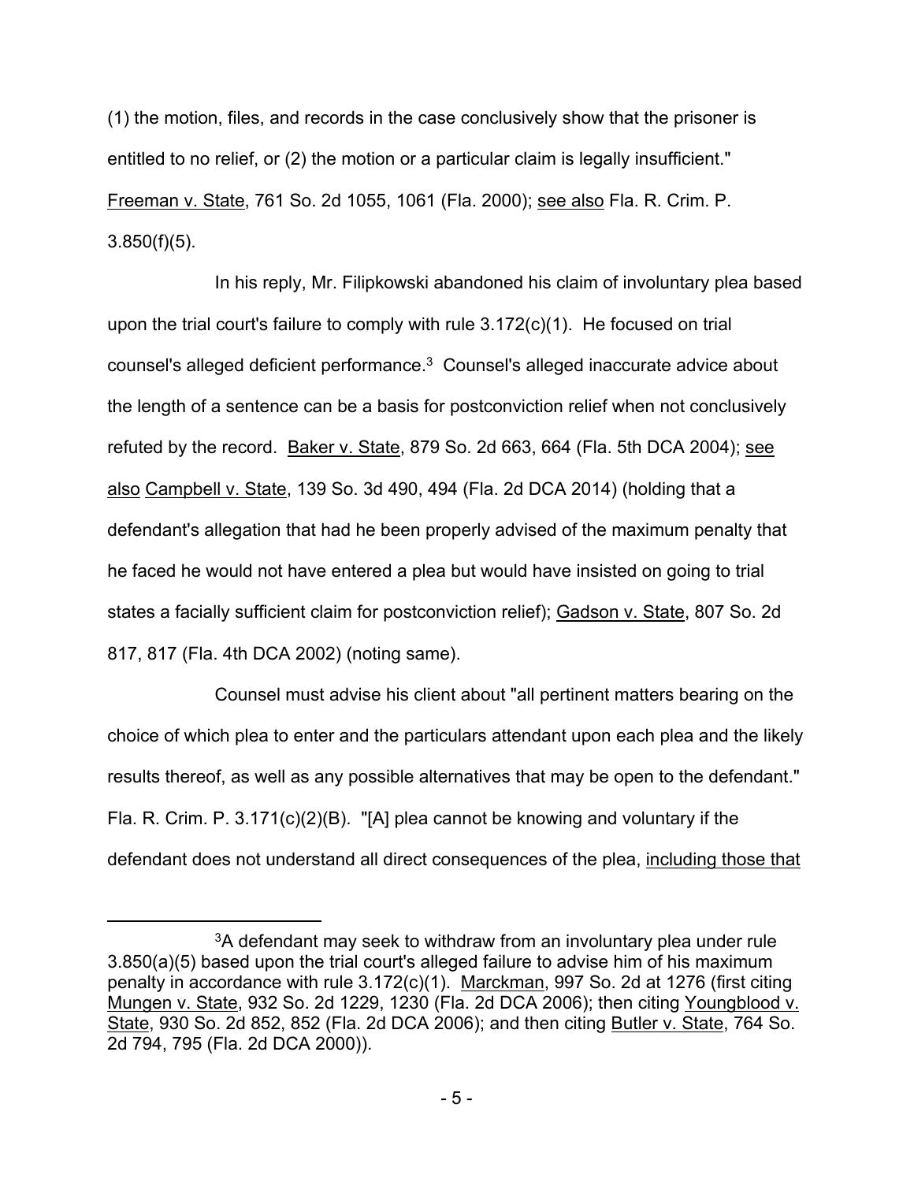(1) the motion, files, and records in the case conclusively show that the prisoner is entitled to no relief, or (2) the motion or a particular claim is legally insufficient." Freeman v. State, 761 So. 2d 1055, 1061 (Fla. 2000); see also Fla. R. Crim. P. 3.850(f)(5).

In his reply, Mr. Filipkowski abandoned his claim of involuntary plea based upon the trial court's failure to comply with rule 3.172(c)(1). He focused on trial counsel's alleged deficient performance.[3] Counsel's alleged inaccurate advice about the length of a sentence can be a basis for postconviction relief when not conclusively refuted by the record. Baker v. State, 879 So. 2d 663, 664 (Fla. 5th DCA 2004); see also Campbell v. State, 139 So. 3d 490, 494 (Fla. 2d DCA 2014) (holding that a defendant's allegation that had he been properly advised of the maximum penalty that he faced he would not have entered a plea but would have insisted on going to trial states a facially sufficient claim for postconviction relief); Gadson v. State, 807 So. 2d 817, 817 (Fla. 4th DCA 2002) (noting same).

Counsel must advise his client about "all pertinent matters bearing on the choice of which plea to enter and the particulars attendant upon each plea and the likely results thereof, as well as any possible alternatives that may be open to the defendant." Fla. R. Crim. P. 3.171(c)(2)(B). "[A] plea cannot be knowing and voluntary if the defendant does not understand all direct consequences of the plea, <u>including those that</u>

[3]A defendant may seek to withdraw from an involuntary plea under rule 3.850(a)(5) based upon the trial court's alleged failure to advise him of his maximum penalty in accordance with rule 3.172(c)(1). Marckman, 997 So. 2d at 1276 (first citing Mungen v. State, 932 So. 2d 1229, 1230 (Fla. 2d DCA 2006); then citing Youngblood v. State, 930 So. 2d 852, 852 (Fla. 2d DCA 2006); and then citing Butler v. State, 764 So. 2d 794, 795 (Fla. 2d DCA 2000)).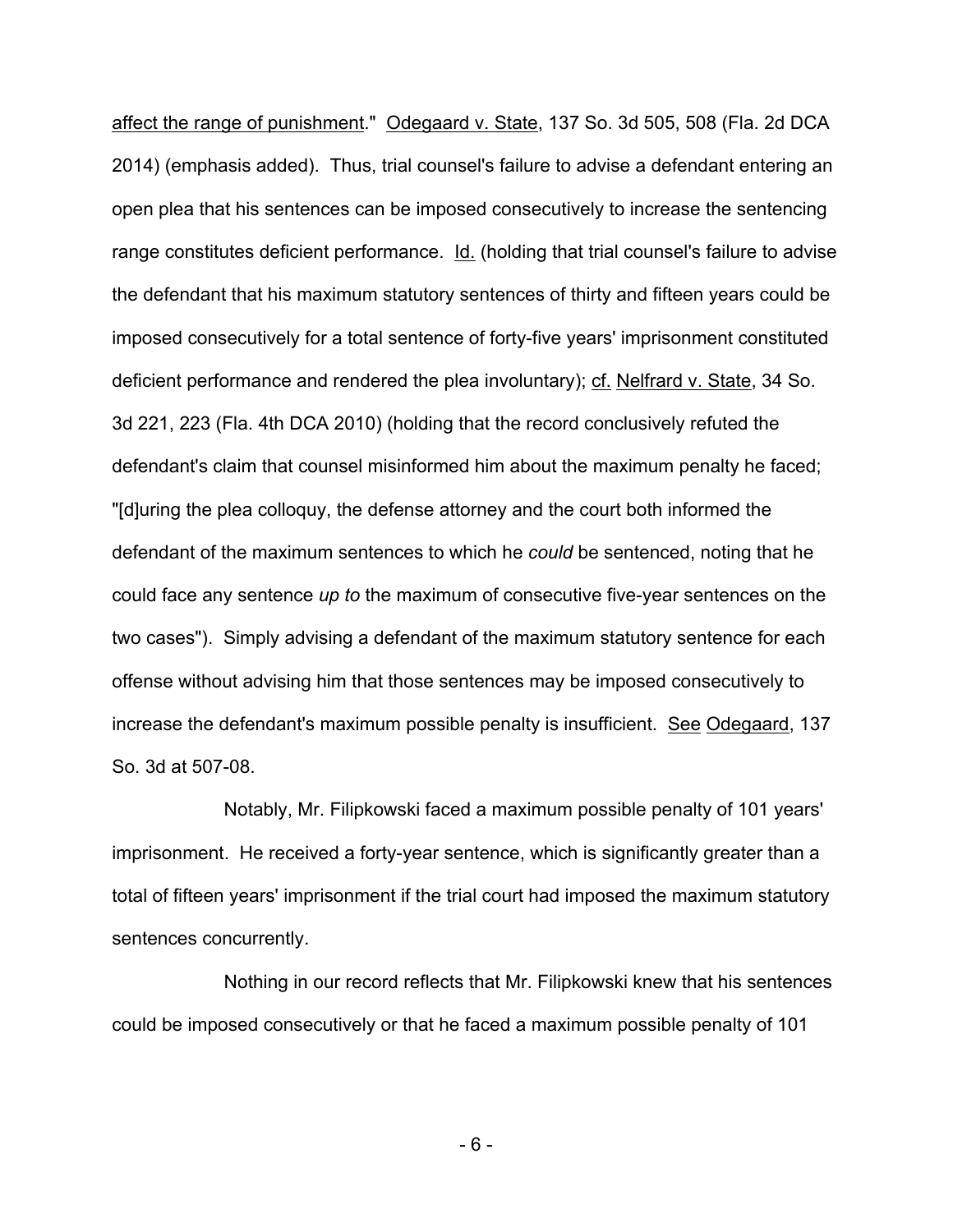affect the range of punishment." Odegaard v. State, 137 So. 3d 505, 508 (Fla. 2d DCA 2014) (emphasis added). Thus, trial counsel's failure to advise a defendant entering an open plea that his sentences can be imposed consecutively to increase the sentencing range constitutes deficient performance. Id. (holding that trial counsel's failure to advise the defendant that his maximum statutory sentences of thirty and fifteen years could be imposed consecutively for a total sentence of forty-five years' imprisonment constituted deficient performance and rendered the plea involuntary); cf. Nelfrard v. State, 34 So. 3d 221, 223 (Fla. 4th DCA 2010) (holding that the record conclusively refuted the defendant's claim that counsel misinformed him about the maximum penalty he faced; "[d]uring the plea colloquy, the defense attorney and the court both informed the defendant of the maximum sentences to which he *could* be sentenced, noting that he could face any sentence *up to* the maximum of consecutive five-year sentences on the two cases"). Simply advising a defendant of the maximum statutory sentence for each offense without advising him that those sentences may be imposed consecutively to increase the defendant's maximum possible penalty is insufficient. See Odegaard, 137 So. 3d at 507-08.

Notably, Mr. Filipkowski faced a maximum possible penalty of 101 years' imprisonment. He received a forty-year sentence, which is significantly greater than a total of fifteen years' imprisonment if the trial court had imposed the maximum statutory sentences concurrently.

Nothing in our record reflects that Mr. Filipkowski knew that his sentences could be imposed consecutively or that he faced a maximum possible penalty of 101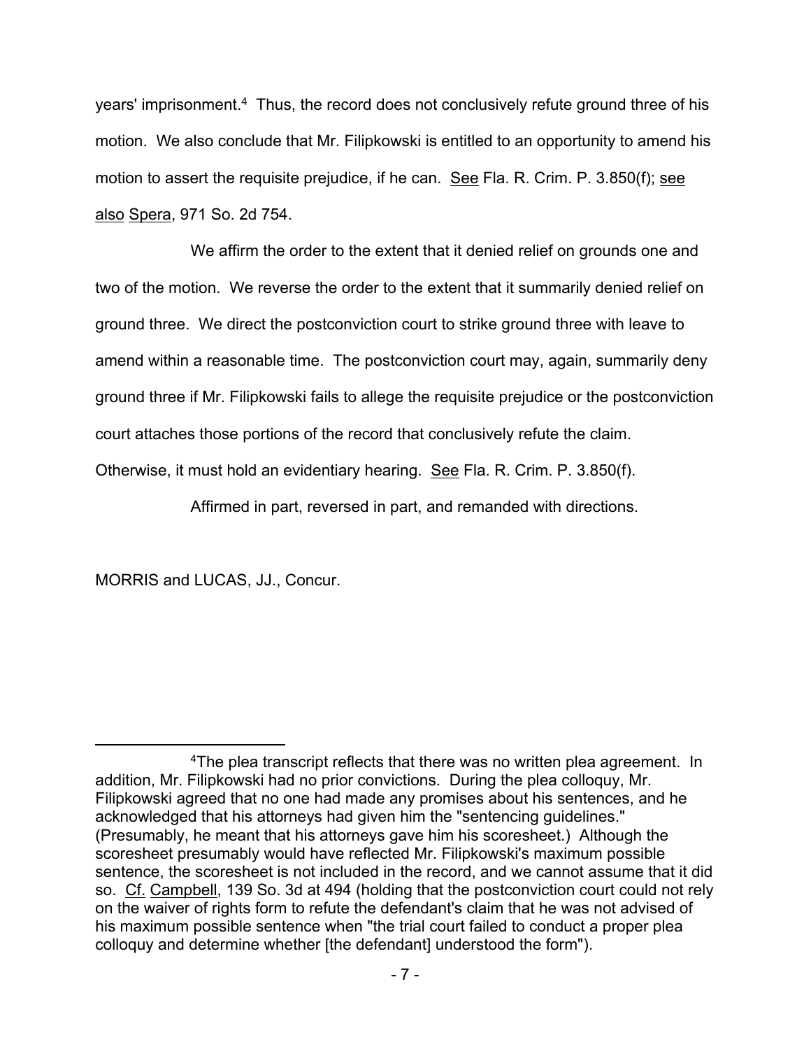years' imprisonment.[4] Thus, the record does not conclusively refute ground three of his motion. We also conclude that Mr. Filipkowski is entitled to an opportunity to amend his motion to assert the requisite prejudice, if he can. See Fla. R. Crim. P. 3.850(f); see also Spera, 971 So. 2d 754.

We affirm the order to the extent that it denied relief on grounds one and two of the motion. We reverse the order to the extent that it summarily denied relief on ground three. We direct the postconviction court to strike ground three with leave to amend within a reasonable time. The postconviction court may, again, summarily deny ground three if Mr. Filipkowski fails to allege the requisite prejudice or the postconviction court attaches those portions of the record that conclusively refute the claim. Otherwise, it must hold an evidentiary hearing. See Fla. R. Crim. P. 3.850(f).

Affirmed in part, reversed in part, and remanded with directions.

MORRIS and LUCAS, JJ., Concur.

---

[4]The plea transcript reflects that there was no written plea agreement. In addition, Mr. Filipkowski had no prior convictions. During the plea colloquy, Mr. Filipkowski agreed that no one had made any promises about his sentences, and he acknowledged that his attorneys had given him the "sentencing guidelines." (Presumably, he meant that his attorneys gave him his scoresheet.) Although the scoresheet presumably would have reflected Mr. Filipkowski's maximum possible sentence, the scoresheet is not included in the record, and we cannot assume that it did so. Cf. Campbell, 139 So. 3d at 494 (holding that the postconviction court could not rely on the waiver of rights form to refute the defendant's claim that he was not advised of his maximum possible sentence when "the trial court failed to conduct a proper plea colloquy and determine whether [the defendant] understood the form").